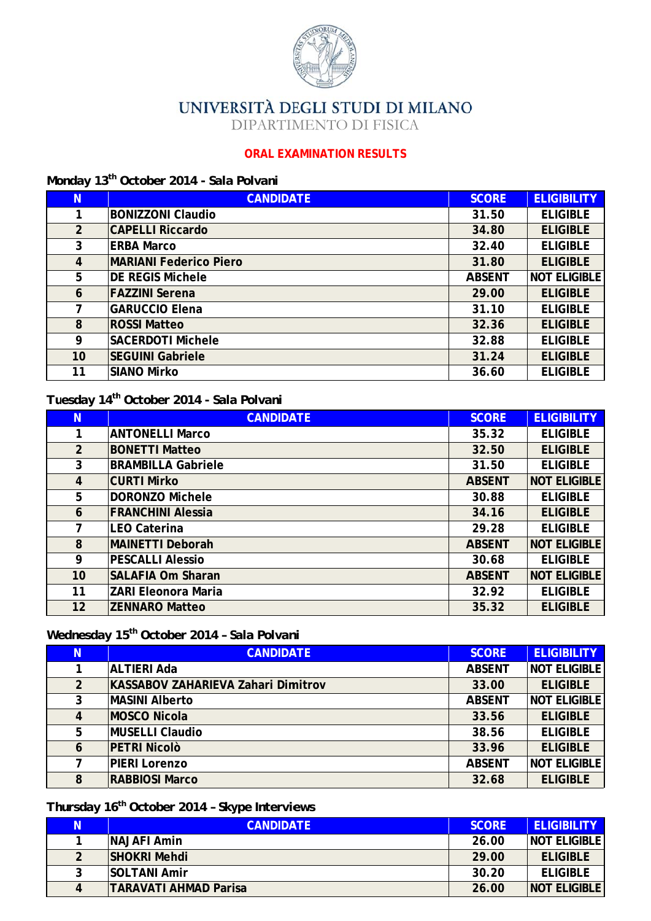# UNIVERSITÀ DEGLI STUDI DI MILANO

DIPARTIMENTO DI FISICA

## ORAL EXAMINATION RESULTS

### Monday 13th October 2014 - Sala Polvani

| N | CANDIDATE | SCORE | ELIGIBILITY |
|---|---|---|---|
| 1 | BONIZZONI Claudio | 31.50 | ELIGIBLE |
| 2 | CAPELLI Riccardo | 34.80 | ELIGIBLE |
| 3 | ERBA Marco | 32.40 | ELIGIBLE |
| 4 | MARIANI Federico Piero | 31.80 | ELIGIBLE |
| 5 | DE REGIS Michele | ABSENT | NOT ELIGIBLE |
| 6 | FAZZINI Serena | 29.00 | ELIGIBLE |
| 7 | GARUCCIO Elena | 31.10 | ELIGIBLE |
| 8 | ROSSI Matteo | 32.36 | ELIGIBLE |
| 9 | SACERDOTI Michele | 32.88 | ELIGIBLE |
| 10 | SEGUINI Gabriele | 31.24 | ELIGIBLE |
| 11 | SIANO Mirko | 36.60 | ELIGIBLE |

### Tuesday 14th October 2014 - Sala Polvani

| N | CANDIDATE | SCORE | ELIGIBILITY |
|---|---|---|---|
| 1 | ANTONELLI Marco | 35.32 | ELIGIBLE |
| 2 | BONETTI Matteo | 32.50 | ELIGIBLE |
| 3 | BRAMBILLA Gabriele | 31.50 | ELIGIBLE |
| 4 | CURTI Mirko | ABSENT | NOT ELIGIBLE |
| 5 | DORONZO Michele | 30.88 | ELIGIBLE |
| 6 | FRANCHINI Alessia | 34.16 | ELIGIBLE |
| 7 | LEO Caterina | 29.28 | ELIGIBLE |
| 8 | MAINETTI Deborah | ABSENT | NOT ELIGIBLE |
| 9 | PESCALLI Alessio | 30.68 | ELIGIBLE |
| 10 | SALAFIA Om Sharan | ABSENT | NOT ELIGIBLE |
| 11 | ZARI Eleonora Maria | 32.92 | ELIGIBLE |
| 12 | ZENNARO Matteo | 35.32 | ELIGIBLE |

### Wednesday 15th October 2014 – Sala Polvani

| N | CANDIDATE | SCORE | ELIGIBILITY |
|---|---|---|---|
| 1 | ALTIERI Ada | ABSENT | NOT ELIGIBLE |
| 2 | KASSABOV ZAHARIEVA Zahari Dimitrov | 33.00 | ELIGIBLE |
| 3 | MASINI Alberto | ABSENT | NOT ELIGIBLE |
| 4 | MOSCO Nicola | 33.56 | ELIGIBLE |
| 5 | MUSELLI Claudio | 38.56 | ELIGIBLE |
| 6 | PETRI Nicolò | 33.96 | ELIGIBLE |
| 7 | PIERI Lorenzo | ABSENT | NOT ELIGIBLE |
| 8 | RABBIOSI Marco | 32.68 | ELIGIBLE |

### Thursday 16th October 2014 – Skype Interviews

| N | CANDIDATE | SCORE | ELIGIBILITY |
|---|---|---|---|
| 1 | NAJAFI Amin | 26.00 | NOT ELIGIBLE |
| 2 | SHOKRI Mehdi | 29.00 | ELIGIBLE |
| 3 | SOLTANI Amir | 30.20 | ELIGIBLE |
| 4 | TARAVATI AHMAD Parisa | 26.00 | NOT ELIGIBLE |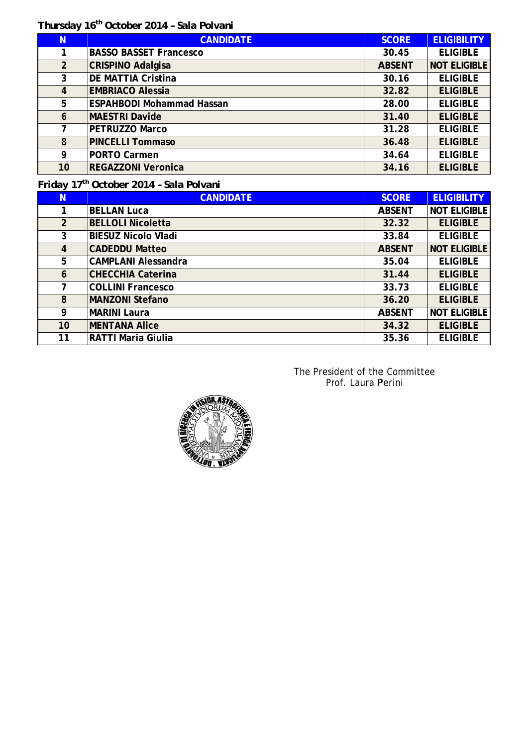**Thursday 16th October 2014 – Sala Polvani**

| N | CANDIDATE | SCORE | ELIGIBILITY |
|---|---|---|---|
| 1 | BASSO BASSET Francesco | 30.45 | ELIGIBLE |
| 2 | CRISPINO Adalgisa | ABSENT | NOT ELIGIBLE |
| 3 | DE MATTIA Cristina | 30.16 | ELIGIBLE |
| 4 | EMBRIACO Alessia | 32.82 | ELIGIBLE |
| 5 | ESPAHBODI Mohammad Hassan | 28.00 | ELIGIBLE |
| 6 | MAESTRI Davide | 31.40 | ELIGIBLE |
| 7 | PETRUZZO Marco | 31.28 | ELIGIBLE |
| 8 | PINCELLI Tommaso | 36.48 | ELIGIBLE |
| 9 | PORTO Carmen | 34.64 | ELIGIBLE |
| 10 | REGAZZONI Veronica | 34.16 | ELIGIBLE |

**Friday 17th October 2014 – Sala Polvani**

| N | CANDIDATE | SCORE | ELIGIBILITY |
|---|---|---|---|
| 1 | BELLAN Luca | ABSENT | NOT ELIGIBLE |
| 2 | BELLOLI Nicoletta | 32.32 | ELIGIBLE |
| 3 | BIESUZ Nicolo Vladi | 33.84 | ELIGIBLE |
| 4 | CADEDDU Matteo | ABSENT | NOT ELIGIBLE |
| 5 | CAMPLANI Alessandra | 35.04 | ELIGIBLE |
| 6 | CHECCHIA Caterina | 31.44 | ELIGIBLE |
| 7 | COLLINI Francesco | 33.73 | ELIGIBLE |
| 8 | MANZONI Stefano | 36.20 | ELIGIBLE |
| 9 | MARINI Laura | ABSENT | NOT ELIGIBLE |
| 10 | MENTANA Alice | 34.32 | ELIGIBLE |
| 11 | RATTI Maria Giulia | 35.36 | ELIGIBLE |

The President of the Committee
Prof. Laura Perini